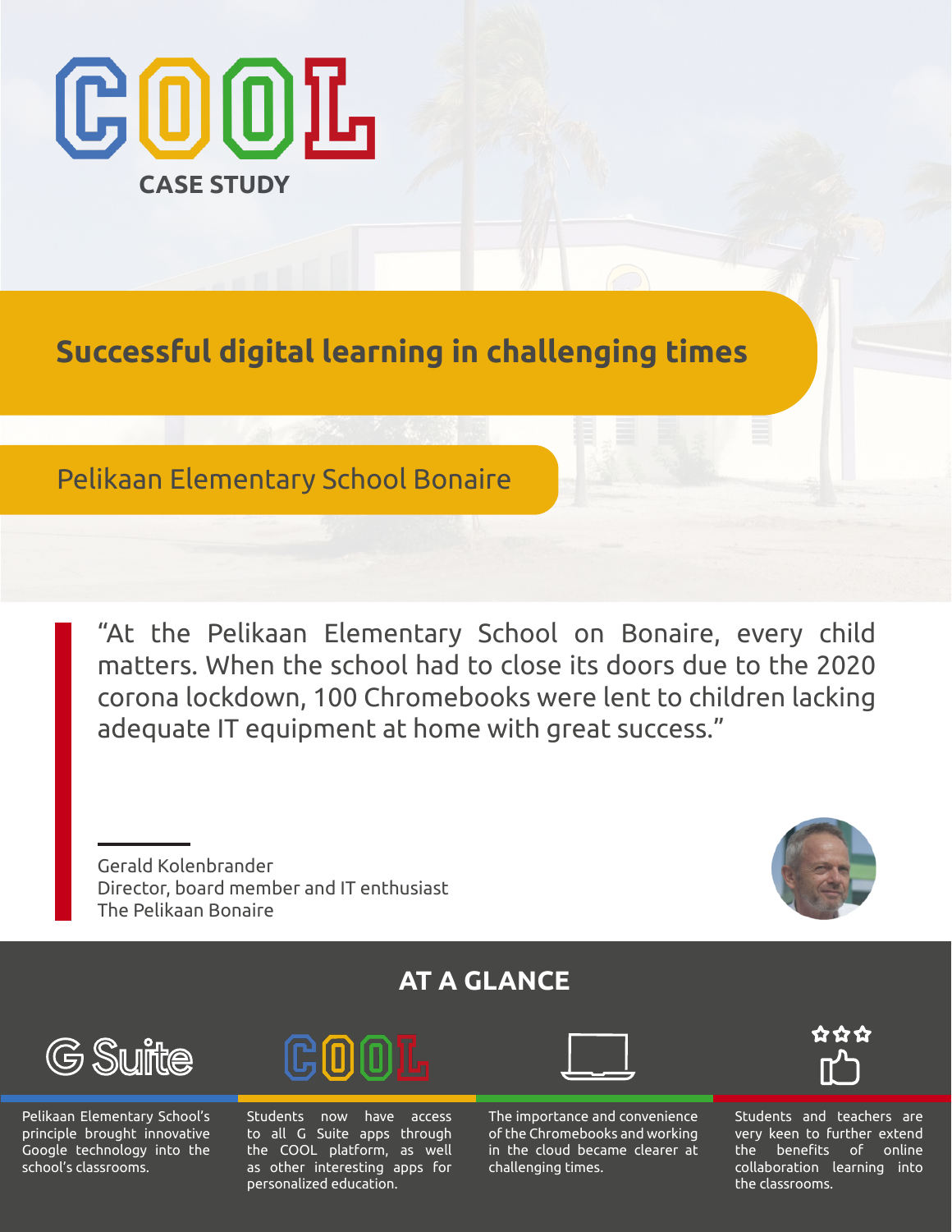# COOL

**CASE STUDY**

## Successful digital learning in challenging times

### Pelikaan Elementary School Bonaire

> "At the Pelikaan Elementary School on Bonaire, every child matters. When the school had to close its doors due to the 2020 corona lockdown, 100 Chromebooks were lent to children lacking adequate IT equipment at home with great success."

Gerald Kolenbrander
Director, board member and IT enthusiast
The Pelikaan Bonaire

## AT A GLANCE

**G Suite**

Pelikaan Elementary School's principle brought innovative Google technology into the school's classrooms.

**COOL**

Students now have access to all G Suite apps through the COOL platform, as well as other interesting apps for personalized education.

The importance and convenience of the Chromebooks and working in the cloud became clearer at challenging times.

Students and teachers are very keen to further extend the benefits of online collaboration learning into the classrooms.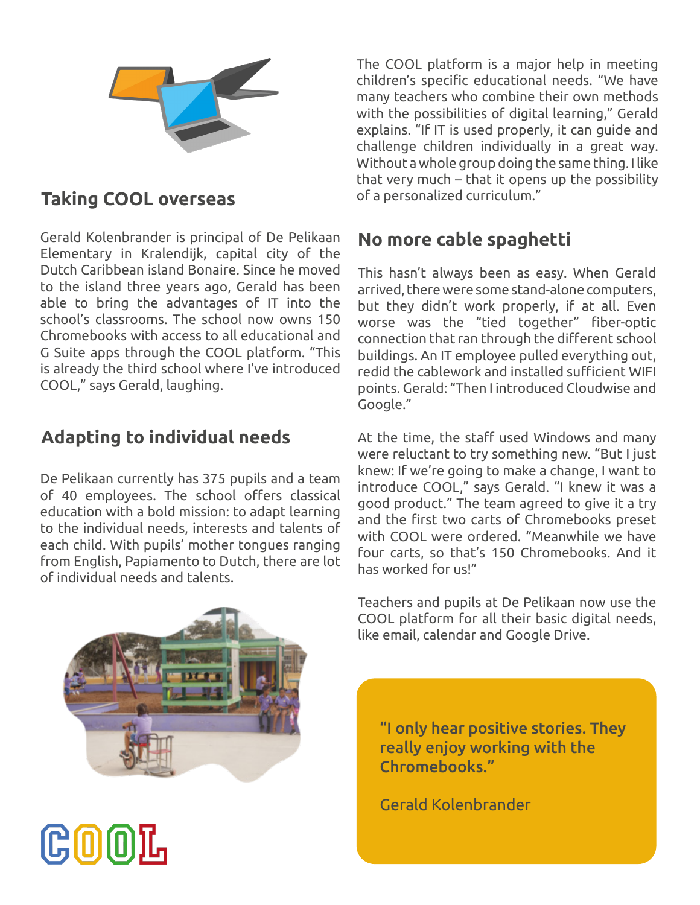## Taking COOL overseas

Gerald Kolenbrander is principal of De Pelikaan Elementary in Kralendijk, capital city of the Dutch Caribbean island Bonaire. Since he moved to the island three years ago, Gerald has been able to bring the advantages of IT into the school's classrooms. The school now owns 150 Chromebooks with access to all educational and G Suite apps through the COOL platform. "This is already the third school where I've introduced COOL," says Gerald, laughing.

## Adapting to individual needs

De Pelikaan currently has 375 pupils and a team of 40 employees. The school offers classical education with a bold mission: to adapt learning to the individual needs, interests and talents of each child. With pupils' mother tongues ranging from English, Papiamento to Dutch, there are lot of individual needs and talents.

The COOL platform is a major help in meeting children's specific educational needs. "We have many teachers who combine their own methods with the possibilities of digital learning," Gerald explains. "If IT is used properly, it can guide and challenge children individually in a great way. Without a whole group doing the same thing. I like that very much – that it opens up the possibility of a personalized curriculum."

## No more cable spaghetti

This hasn't always been as easy. When Gerald arrived, there were some stand-alone computers, but they didn't work properly, if at all. Even worse was the "tied together" fiber-optic connection that ran through the different school buildings. An IT employee pulled everything out, redid the cablework and installed sufficient WIFI points. Gerald: "Then I introduced Cloudwise and Google."

At the time, the staff used Windows and many were reluctant to try something new. "But I just knew: If we're going to make a change, I want to introduce COOL," says Gerald. "I knew it was a good product." The team agreed to give it a try and the first two carts of Chromebooks preset with COOL were ordered. "Meanwhile we have four carts, so that's 150 Chromebooks. And it has worked for us!"

Teachers and pupils at De Pelikaan now use the COOL platform for all their basic digital needs, like email, calendar and Google Drive.

> **"I only hear positive stories. They really enjoy working with the Chromebooks."**
>
> Gerald Kolenbrander

COOL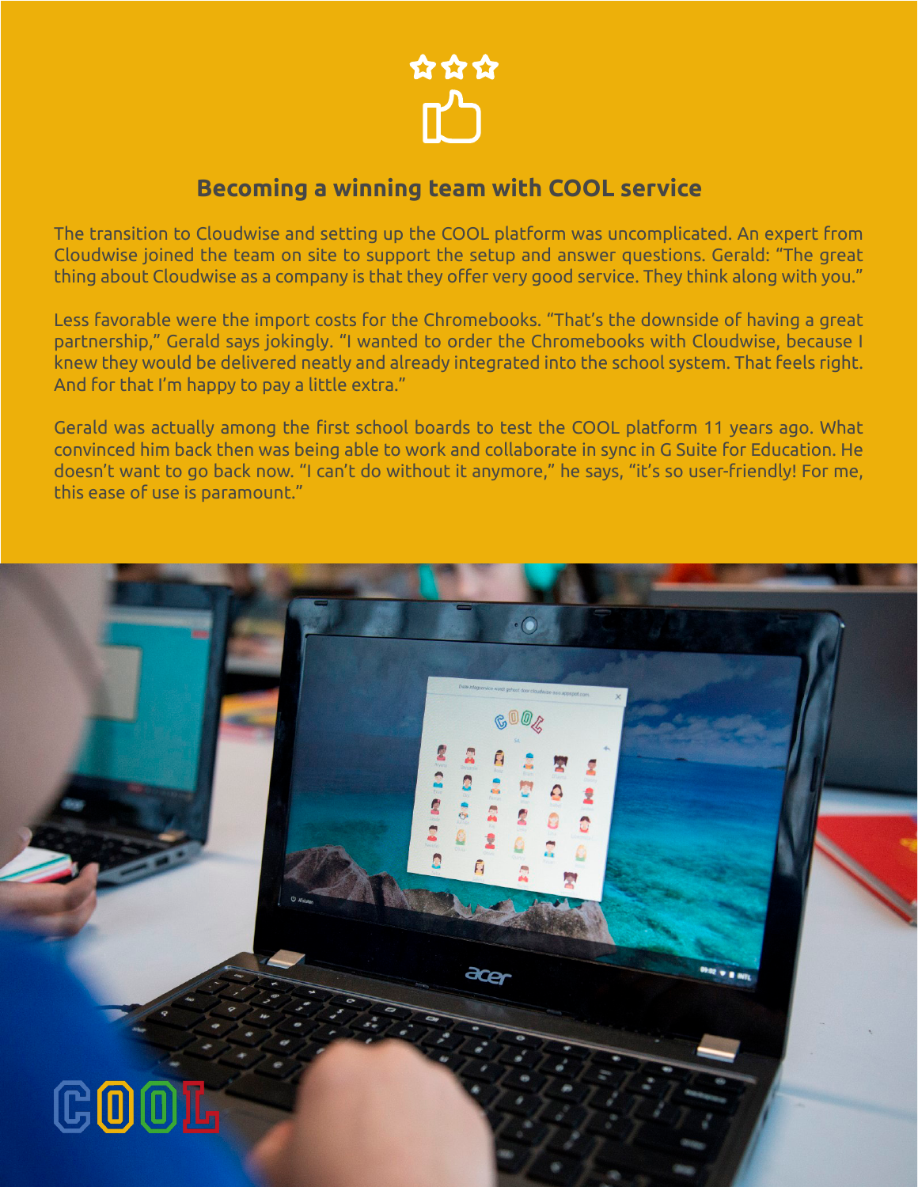## Becoming a winning team with COOL service

The transition to Cloudwise and setting up the COOL platform was uncomplicated. An expert from Cloudwise joined the team on site to support the setup and answer questions. Gerald: "The great thing about Cloudwise as a company is that they offer very good service. They think along with you."

Less favorable were the import costs for the Chromebooks. "That's the downside of having a great partnership," Gerald says jokingly. "I wanted to order the Chromebooks with Cloudwise, because I knew they would be delivered neatly and already integrated into the school system. That feels right. And for that I'm happy to pay a little extra."

Gerald was actually among the first school boards to test the COOL platform 11 years ago. What convinced him back then was being able to work and collaborate in sync in G Suite for Education. He doesn't want to go back now. "I can't do without it anymore," he says, "it's so user-friendly! For me, this ease of use is paramount."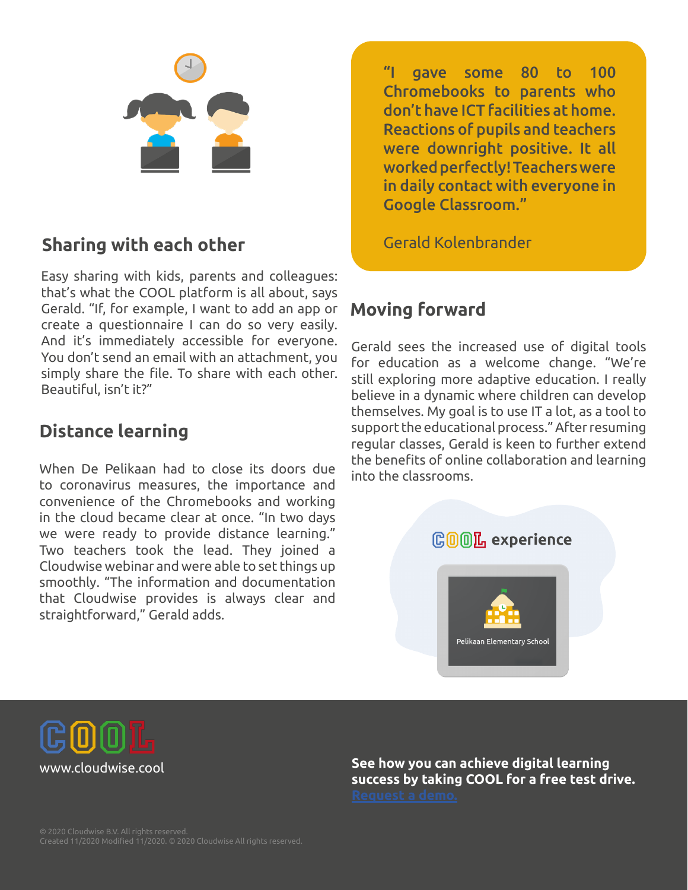## Sharing with each other

Easy sharing with kids, parents and colleagues: that's what the COOL platform is all about, says Gerald. "If, for example, I want to add an app or create a questionnaire I can do so very easily. And it's immediately accessible for everyone. You don't send an email with an attachment, you simply share the file. To share with each other. Beautiful, isn't it?"

## Distance learning

When De Pelikaan had to close its doors due to coronavirus measures, the importance and convenience of the Chromebooks and working in the cloud became clear at once. "In two days we were ready to provide distance learning." Two teachers took the lead. They joined a Cloudwise webinar and were able to set things up smoothly. "The information and documentation that Cloudwise provides is always clear and straightforward," Gerald adds.

**"I gave some 80 to 100 Chromebooks to parents who don't have ICT facilities at home. Reactions of pupils and teachers were downright positive. It all worked perfectly! Teachers were in daily contact with everyone in Google Classroom."**

Gerald Kolenbrander

## Moving forward

Gerald sees the increased use of digital tools for education as a welcome change. "We're still exploring more adaptive education. I really believe in a dynamic where children can develop themselves. My goal is to use IT a lot, as a tool to support the educational process." After resuming regular classes, Gerald is keen to further extend the benefits of online collaboration and learning into the classrooms.

COOL experience

Pelikaan Elementary School

COOL

www.cloudwise.cool

**See how you can achieve digital learning success by taking COOL for a free test drive.**
Request a demo.

© 2020 Cloudwise B.V. All rights reserved.
Created 11/2020 Modified 11/2020. © 2020 Cloudwise All rights reserved.